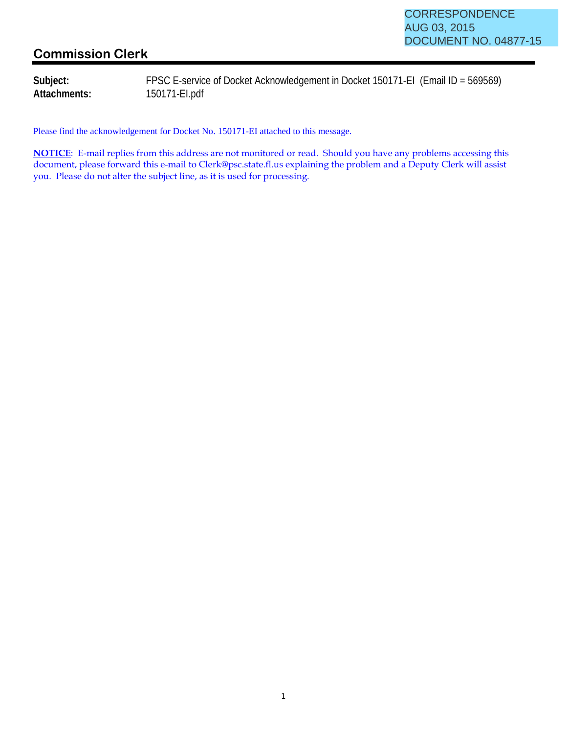CORRESPONDENCE
AUG 03, 2015
DOCUMENT NO. 04877-15

## Commission Clerk

**Subject:** FPSC E-service of Docket Acknowledgement in Docket 150171-EI (Email ID = 569569)
**Attachments:** 150171-EI.pdf

Please find the acknowledgement for Docket No. 150171-EI attached to this message.

**NOTICE**: E-mail replies from this address are not monitored or read. Should you have any problems accessing this document, please forward this e-mail to Clerk@psc.state.fl.us explaining the problem and a Deputy Clerk will assist you. Please do not alter the subject line, as it is used for processing.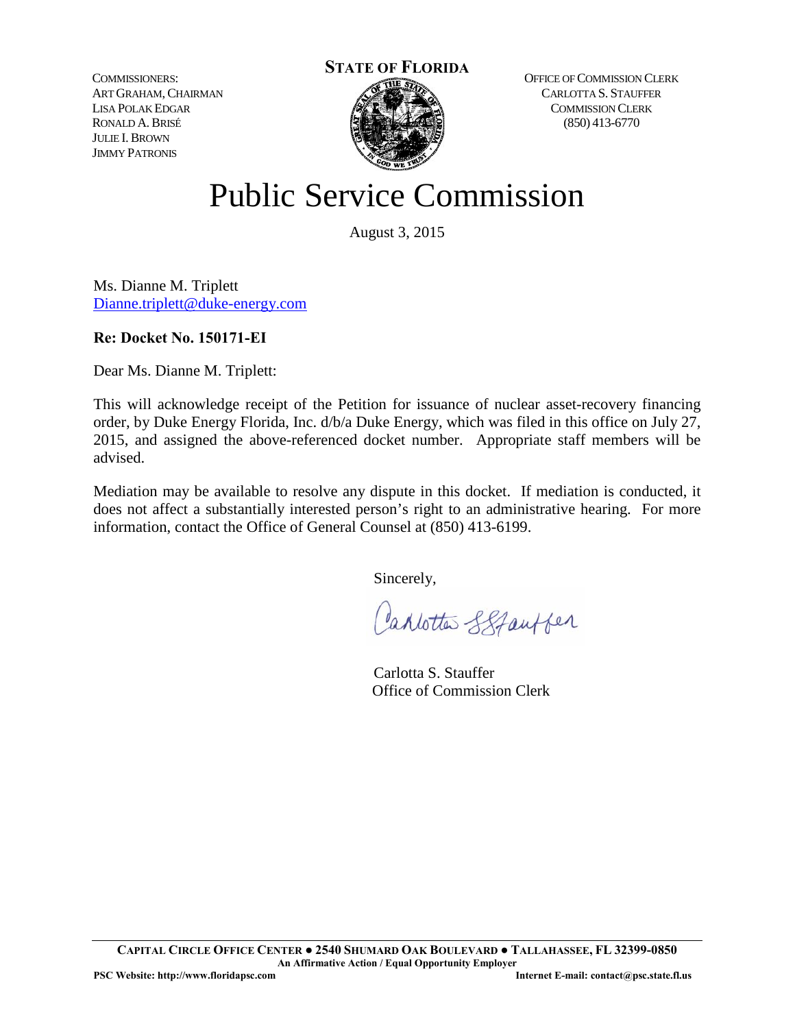COMMISSIONERS:
ART GRAHAM, CHAIRMAN
LISA POLAK EDGAR
RONALD A. BRISÉ
JULIE I. BROWN
JIMMY PATRONIS

**STATE OF FLORIDA**

OFFICE OF COMMISSION CLERK
CARLOTTA S. STAUFFER
COMMISSION CLERK
(850) 413-6770

# Public Service Commission

August 3, 2015

Ms. Dianne M. Triplett
Dianne.triplett@duke-energy.com

**Re: Docket No. 150171-EI**

Dear Ms. Dianne M. Triplett:

This will acknowledge receipt of the Petition for issuance of nuclear asset-recovery financing order, by Duke Energy Florida, Inc. d/b/a Duke Energy, which was filed in this office on July 27, 2015, and assigned the above-referenced docket number. Appropriate staff members will be advised.

Mediation may be available to resolve any dispute in this docket. If mediation is conducted, it does not affect a substantially interested person's right to an administrative hearing. For more information, contact the Office of General Counsel at (850) 413-6199.

Sincerely,

Carlotta S. Stauffer
Office of Commission Clerk

**CAPITAL CIRCLE OFFICE CENTER ● 2540 SHUMARD OAK BOULEVARD ● TALLAHASSEE, FL 32399-0850**
**An Affirmative Action / Equal Opportunity Employer**
**PSC Website: http://www.floridapsc.com** **Internet E-mail: contact@psc.state.fl.us**